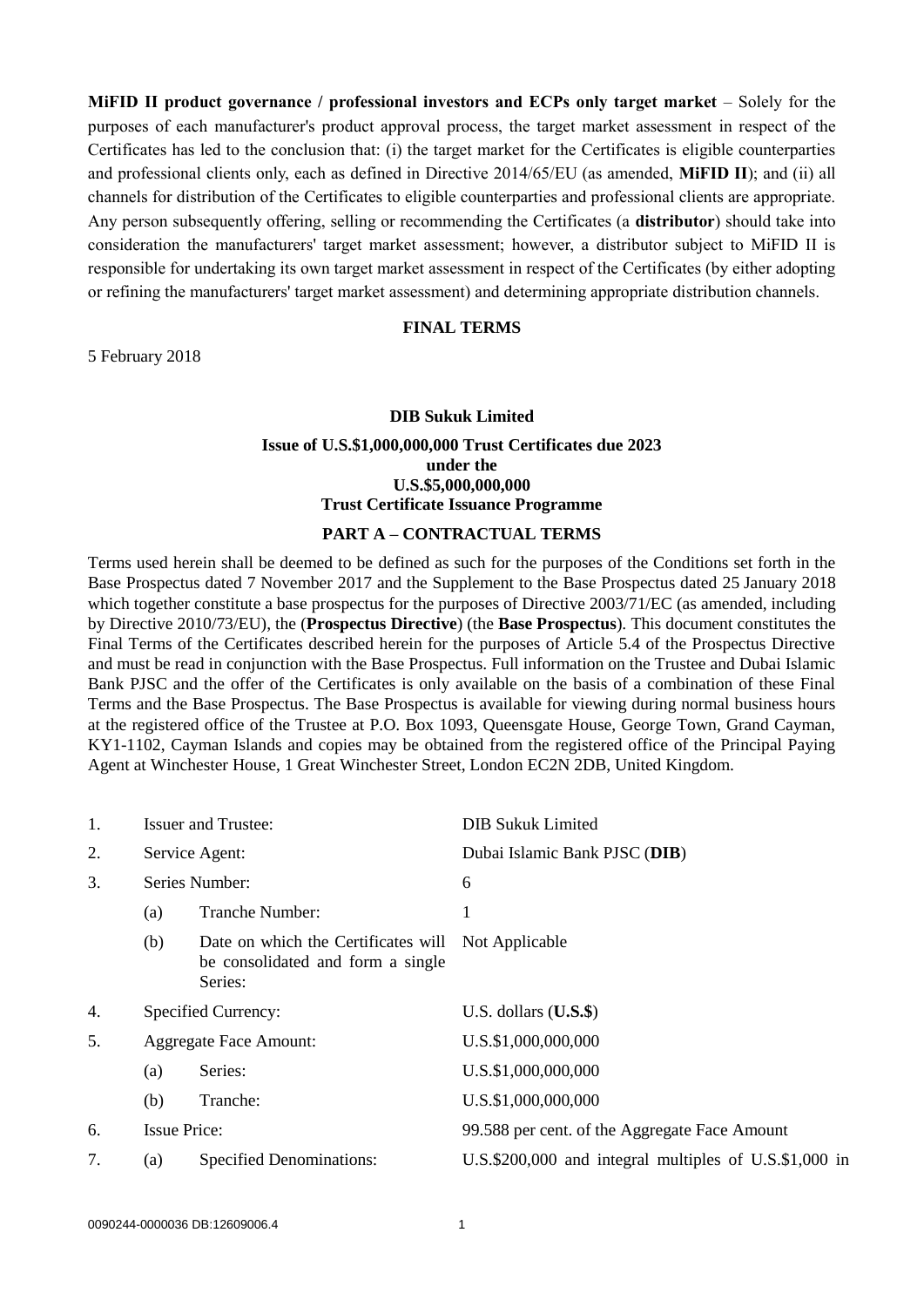**MiFID II product governance / professional investors and ECPs only target market** – Solely for the purposes of each manufacturer's product approval process, the target market assessment in respect of the Certificates has led to the conclusion that: (i) the target market for the Certificates is eligible counterparties and professional clients only, each as defined in Directive 2014/65/EU (as amended, **MiFID II**); and (ii) all channels for distribution of the Certificates to eligible counterparties and professional clients are appropriate. Any person subsequently offering, selling or recommending the Certificates (a **distributor**) should take into consideration the manufacturers' target market assessment; however, a distributor subject to MiFID II is responsible for undertaking its own target market assessment in respect of the Certificates (by either adopting or refining the manufacturers' target market assessment) and determining appropriate distribution channels.

**FINAL TERMS**

5 February 2018

**DIB Sukuk Limited**

**Issue of U.S.$1,000,000,000 Trust Certificates due 2023**
**under the**
**U.S.$5,000,000,000**
**Trust Certificate Issuance Programme**

**PART A – CONTRACTUAL TERMS**

Terms used herein shall be deemed to be defined as such for the purposes of the Conditions set forth in the Base Prospectus dated 7 November 2017 and the Supplement to the Base Prospectus dated 25 January 2018 which together constitute a base prospectus for the purposes of Directive 2003/71/EC (as amended, including by Directive 2010/73/EU), the (**Prospectus Directive**) (the **Base Prospectus**). This document constitutes the Final Terms of the Certificates described herein for the purposes of Article 5.4 of the Prospectus Directive and must be read in conjunction with the Base Prospectus. Full information on the Trustee and Dubai Islamic Bank PJSC and the offer of the Certificates is only available on the basis of a combination of these Final Terms and the Base Prospectus. The Base Prospectus is available for viewing during normal business hours at the registered office of the Trustee at P.O. Box 1093, Queensgate House, George Town, Grand Cayman, KY1-1102, Cayman Islands and copies may be obtained from the registered office of the Principal Paying Agent at Winchester House, 1 Great Winchester Street, London EC2N 2DB, United Kingdom.

| | | | |
|---|---|---|---|
| 1. | Issuer and Trustee: | | DIB Sukuk Limited |
| 2. | Service Agent: | | Dubai Islamic Bank PJSC (**DIB**) |
| 3. | Series Number: | | 6 |
| | (a) | Tranche Number: | 1 |
| | (b) | Date on which the Certificates will be consolidated and form a single Series: | Not Applicable |
| 4. | Specified Currency: | | U.S. dollars (**U.S.$**) |
| 5. | Aggregate Face Amount: | | U.S.$1,000,000,000 |
| | (a) | Series: | U.S.$1,000,000,000 |
| | (b) | Tranche: | U.S.$1,000,000,000 |
| 6. | Issue Price: | | 99.588 per cent. of the Aggregate Face Amount |
| 7. | (a) | Specified Denominations: | U.S.$200,000 and integral multiples of U.S.$1,000 in |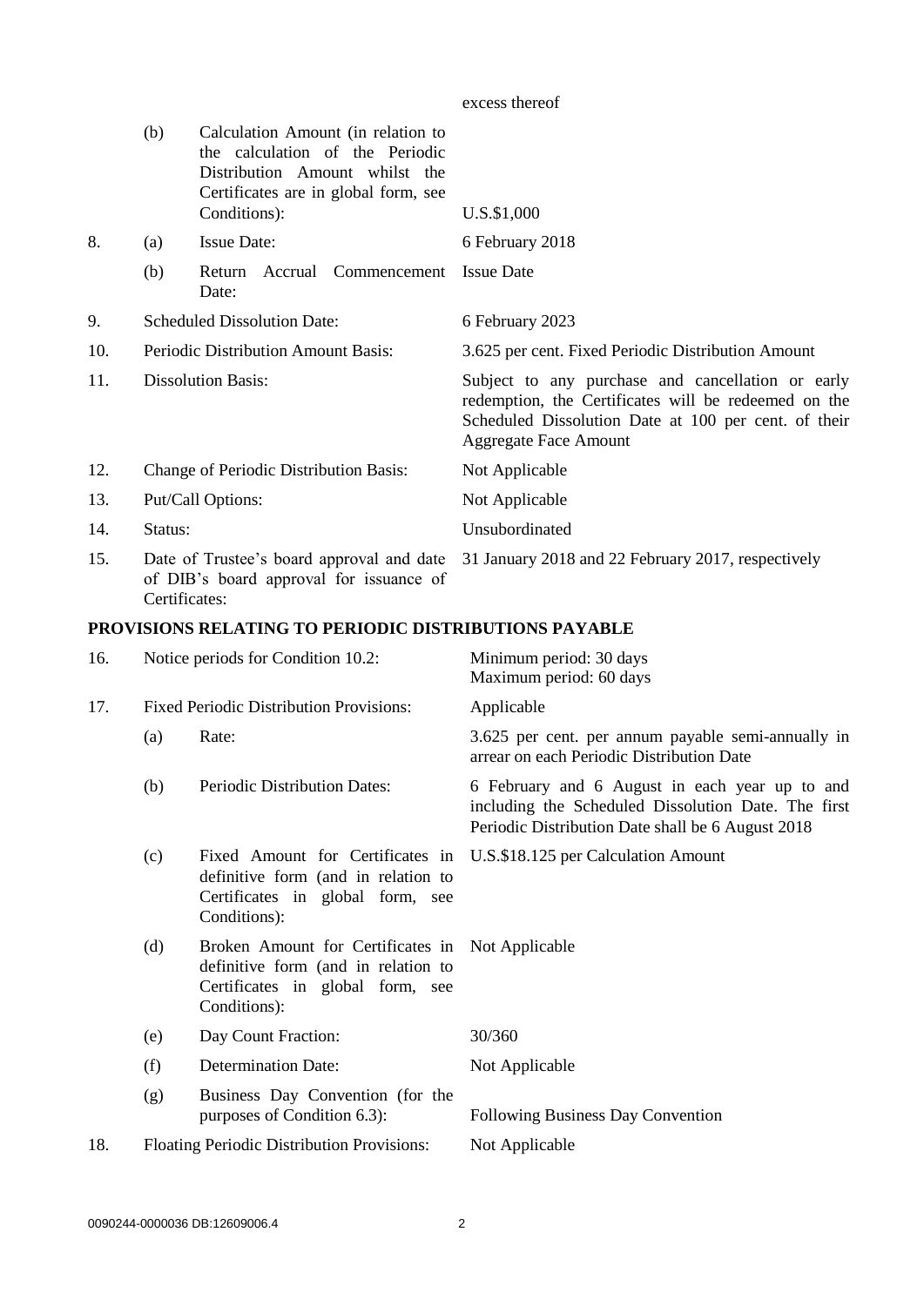| | | | |
|---|---|---|---|
| | | | excess thereof |
| | (b) | Calculation Amount (in relation to the calculation of the Periodic Distribution Amount whilst the Certificates are in global form, see Conditions): | U.S.$1,000 |
| 8. | (a) | Issue Date: | 6 February 2018 |
| | (b) | Return Accrual Commencement Date: | Issue Date |
| 9. | Scheduled Dissolution Date: | | 6 February 2023 |
| 10. | Periodic Distribution Amount Basis: | | 3.625 per cent. Fixed Periodic Distribution Amount |
| 11. | Dissolution Basis: | | Subject to any purchase and cancellation or early redemption, the Certificates will be redeemed on the Scheduled Dissolution Date at 100 per cent. of their Aggregate Face Amount |
| 12. | Change of Periodic Distribution Basis: | | Not Applicable |
| 13. | Put/Call Options: | | Not Applicable |
| 14. | Status: | | Unsubordinated |
| 15. | Date of Trustee's board approval and date of DIB's board approval for issuance of Certificates: | | 31 January 2018 and 22 February 2017, respectively |

**PROVISIONS RELATING TO PERIODIC DISTRIBUTIONS PAYABLE**

| | | | |
|---|---|---|---|
| 16. | Notice periods for Condition 10.2: | | Minimum period: 30 days<br>Maximum period: 60 days |
| 17. | Fixed Periodic Distribution Provisions: | | Applicable |
| | (a) | Rate: | 3.625 per cent. per annum payable semi-annually in arrear on each Periodic Distribution Date |
| | (b) | Periodic Distribution Dates: | 6 February and 6 August in each year up to and including the Scheduled Dissolution Date. The first Periodic Distribution Date shall be 6 August 2018 |
| | (c) | Fixed Amount for Certificates in definitive form (and in relation to Certificates in global form, see Conditions): | U.S.$18.125 per Calculation Amount |
| | (d) | Broken Amount for Certificates in definitive form (and in relation to Certificates in global form, see Conditions): | Not Applicable |
| | (e) | Day Count Fraction: | 30/360 |
| | (f) | Determination Date: | Not Applicable |
| | (g) | Business Day Convention (for the purposes of Condition 6.3): | Following Business Day Convention |
| 18. | Floating Periodic Distribution Provisions: | | Not Applicable |

0090244-0000036 DB:12609006.4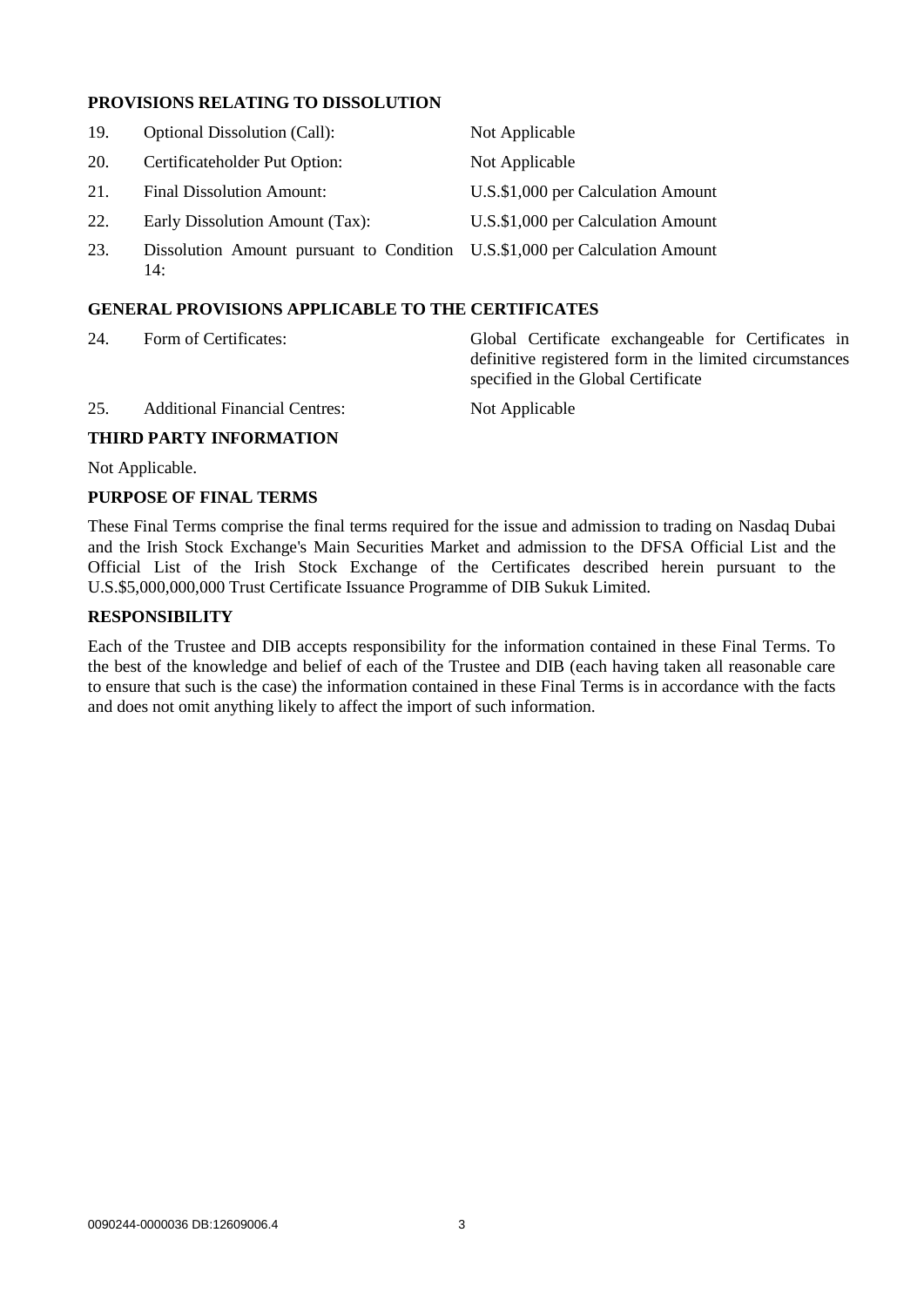**PROVISIONS RELATING TO DISSOLUTION**

| | | |
|---|---|---|
| 19. | Optional Dissolution (Call): | Not Applicable |
| 20. | Certificateholder Put Option: | Not Applicable |
| 21. | Final Dissolution Amount: | U.S.$1,000 per Calculation Amount |
| 22. | Early Dissolution Amount (Tax): | U.S.$1,000 per Calculation Amount |
| 23. | Dissolution Amount pursuant to Condition 14: | U.S.$1,000 per Calculation Amount |

**GENERAL PROVISIONS APPLICABLE TO THE CERTIFICATES**

| | | |
|---|---|---|
| 24. | Form of Certificates: | Global Certificate exchangeable for Certificates in definitive registered form in the limited circumstances specified in the Global Certificate |
| 25. | Additional Financial Centres: | Not Applicable |

**THIRD PARTY INFORMATION**

Not Applicable.

**PURPOSE OF FINAL TERMS**

These Final Terms comprise the final terms required for the issue and admission to trading on Nasdaq Dubai and the Irish Stock Exchange's Main Securities Market and admission to the DFSA Official List and the Official List of the Irish Stock Exchange of the Certificates described herein pursuant to the U.S.$5,000,000,000 Trust Certificate Issuance Programme of DIB Sukuk Limited.

**RESPONSIBILITY**

Each of the Trustee and DIB accepts responsibility for the information contained in these Final Terms. To the best of the knowledge and belief of each of the Trustee and DIB (each having taken all reasonable care to ensure that such is the case) the information contained in these Final Terms is in accordance with the facts and does not omit anything likely to affect the import of such information.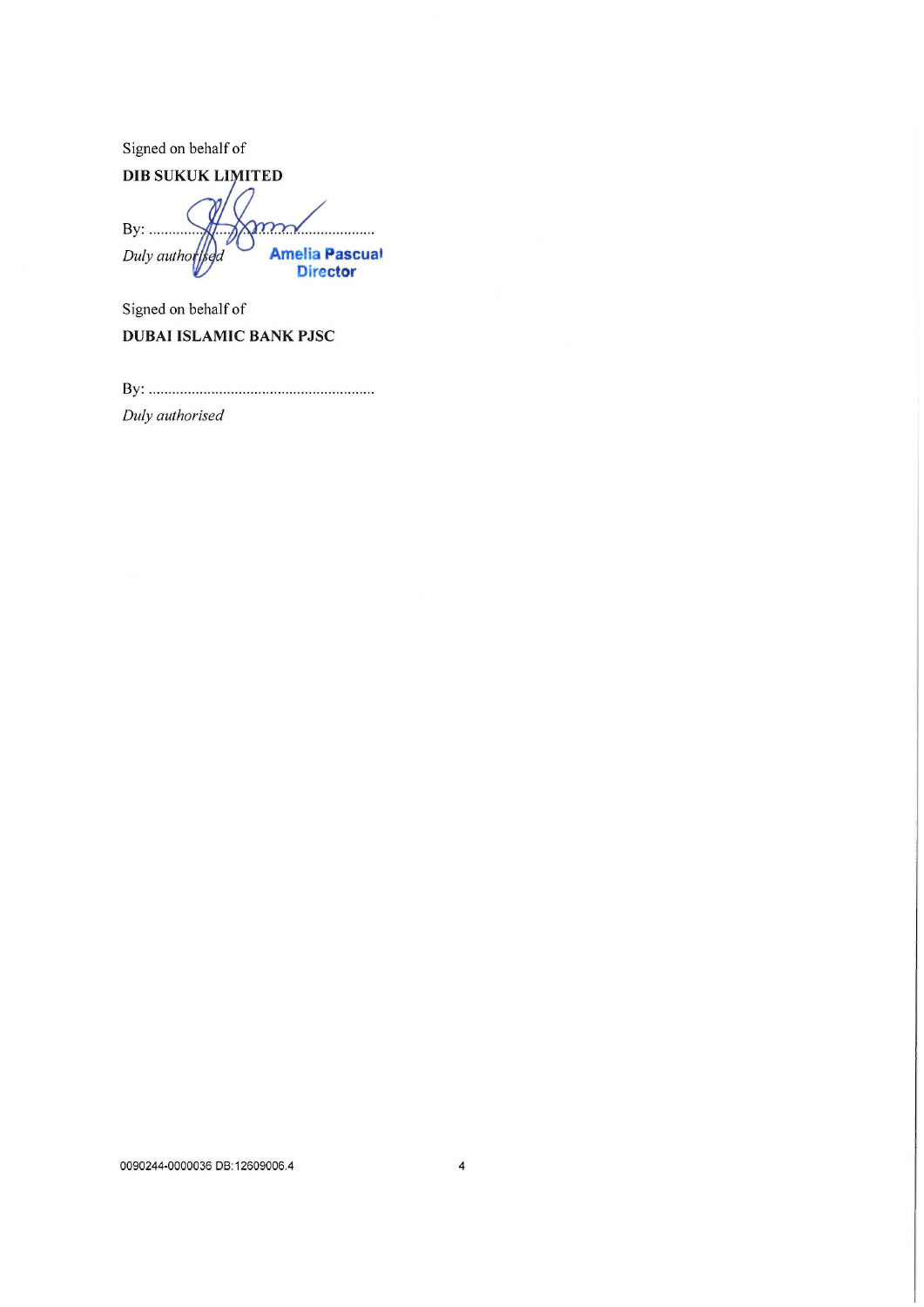Signed on behalf of

**DIB SUKUK LIMITED**

By: ..........................................................

*Duly authorised*

**Amelia Pascual**
**Director**

Signed on behalf of

**DUBAI ISLAMIC BANK PJSC**

By: ..........................................................

*Duly authorised*

0090244-0000036 DB:12609006.4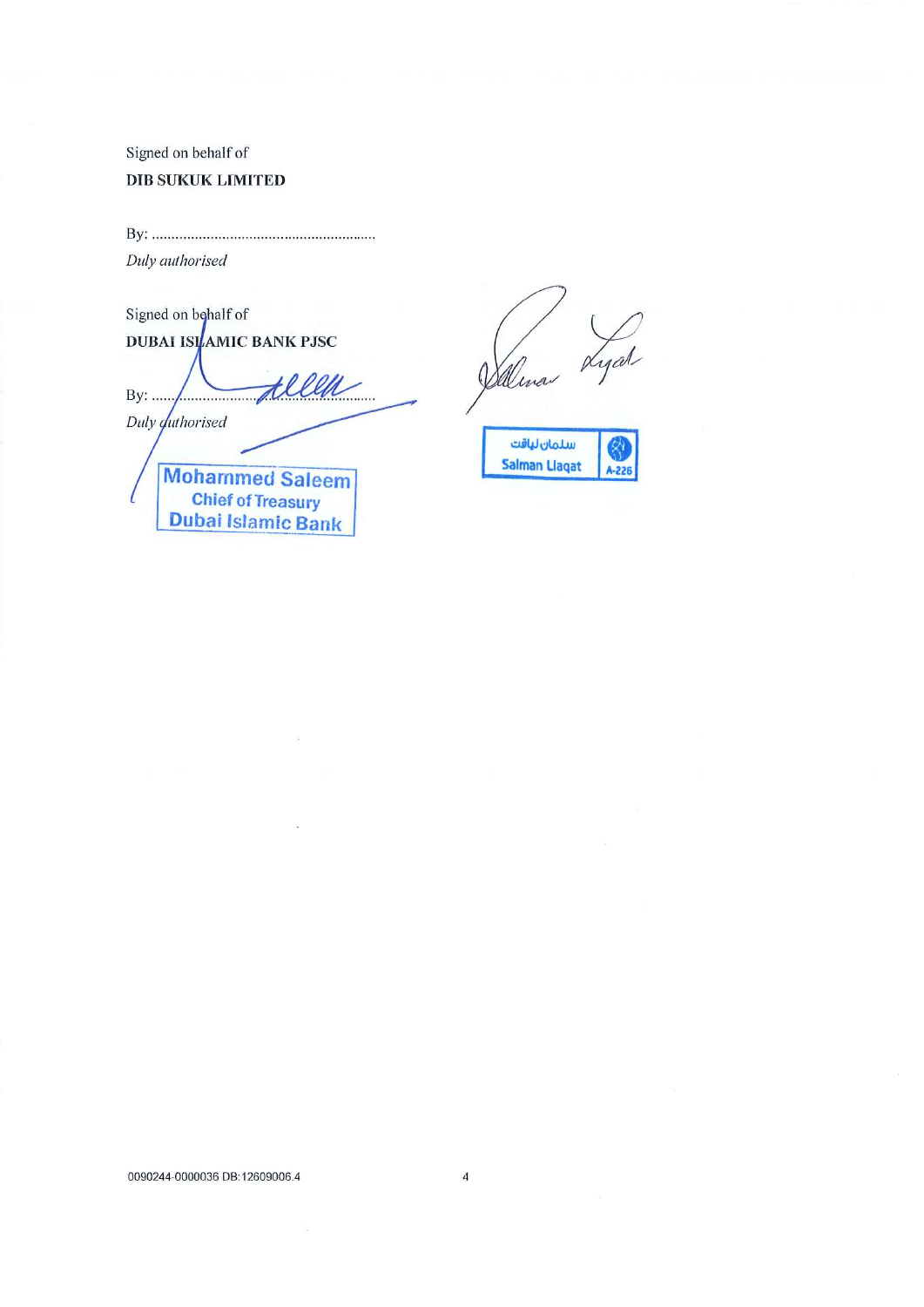Signed on behalf of

**DIB SUKUK LIMITED**

By: ..........................................................

*Duly authorised*

Signed on behalf of

**DUBAI ISLAMIC BANK PJSC**

By: ..........................................................

*Duly authorised*

Mohammed Saleem
Chief of Treasury
Dubai Islamic Bank

سلمان لياقت
Salman Llaqat
A-226

0090244-0000036 DB:12609006.4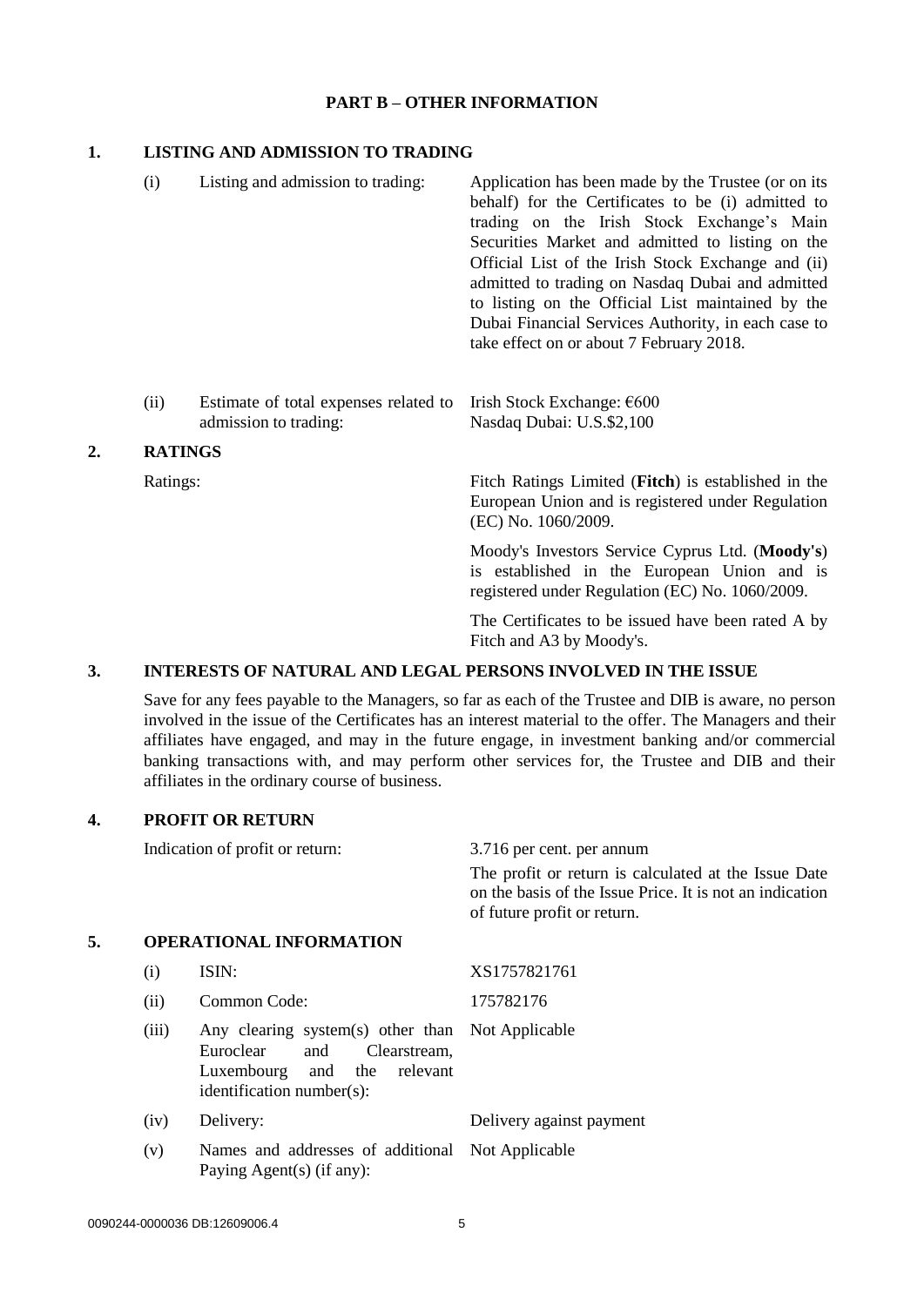## PART B – OTHER INFORMATION

### 1. LISTING AND ADMISSION TO TRADING

| | | |
|---|---|---|
| (i) | Listing and admission to trading: | Application has been made by the Trustee (or on its behalf) for the Certificates to be (i) admitted to trading on the Irish Stock Exchange's Main Securities Market and admitted to listing on the Official List of the Irish Stock Exchange and (ii) admitted to trading on Nasdaq Dubai and admitted to listing on the Official List maintained by the Dubai Financial Services Authority, in each case to take effect on or about 7 February 2018. |
| (ii) | Estimate of total expenses related to admission to trading: | Irish Stock Exchange: €600<br>Nasdaq Dubai: U.S.$2,100 |

### 2. RATINGS

Ratings:

Fitch Ratings Limited (**Fitch**) is established in the European Union and is registered under Regulation (EC) No. 1060/2009.

Moody's Investors Service Cyprus Ltd. (**Moody's**) is established in the European Union and is registered under Regulation (EC) No. 1060/2009.

The Certificates to be issued have been rated A by Fitch and A3 by Moody's.

### 3. INTERESTS OF NATURAL AND LEGAL PERSONS INVOLVED IN THE ISSUE

Save for any fees payable to the Managers, so far as each of the Trustee and DIB is aware, no person involved in the issue of the Certificates has an interest material to the offer. The Managers and their affiliates have engaged, and may in the future engage, in investment banking and/or commercial banking transactions with, and may perform other services for, the Trustee and DIB and their affiliates in the ordinary course of business.

### 4. PROFIT OR RETURN

Indication of profit or return: 3.716 per cent. per annum

The profit or return is calculated at the Issue Date on the basis of the Issue Price. It is not an indication of future profit or return.

### 5. OPERATIONAL INFORMATION

| | | |
|---|---|---|
| (i) | ISIN: | XS1757821761 |
| (ii) | Common Code: | 175782176 |
| (iii) | Any clearing system(s) other than Euroclear and Clearstream, Luxembourg and the relevant identification number(s): | Not Applicable |
| (iv) | Delivery: | Delivery against payment |
| (v) | Names and addresses of additional Paying Agent(s) (if any): | Not Applicable |

0090244-0000036 DB:12609006.4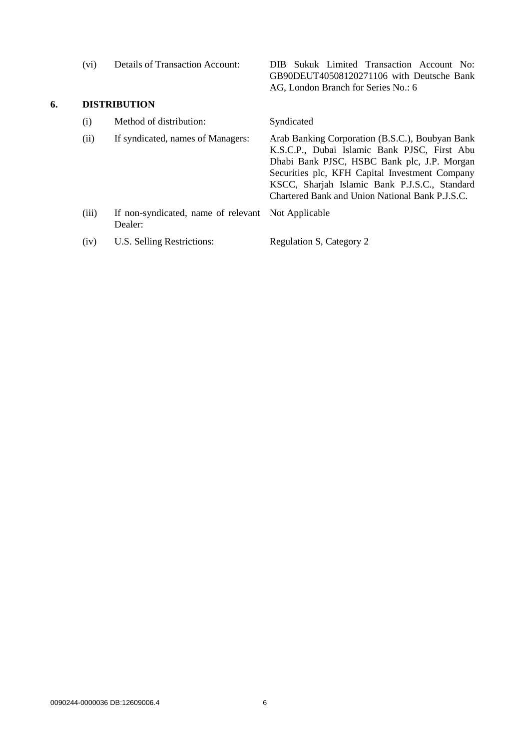| | | |
|---|---|---|
| (vi) | Details of Transaction Account: | DIB Sukuk Limited Transaction Account No: GB90DEUT40508120271106 with Deutsche Bank AG, London Branch for Series No.: 6 |

## 6. DISTRIBUTION

| | | |
|---|---|---|
| (i) | Method of distribution: | Syndicated |
| (ii) | If syndicated, names of Managers: | Arab Banking Corporation (B.S.C.), Boubyan Bank K.S.C.P., Dubai Islamic Bank PJSC, First Abu Dhabi Bank PJSC, HSBC Bank plc, J.P. Morgan Securities plc, KFH Capital Investment Company KSCC, Sharjah Islamic Bank P.J.S.C., Standard Chartered Bank and Union National Bank P.J.S.C. |
| (iii) | If non-syndicated, name of relevant Dealer: | Not Applicable |
| (iv) | U.S. Selling Restrictions: | Regulation S, Category 2 |

0090244-0000036 DB:12609006.4